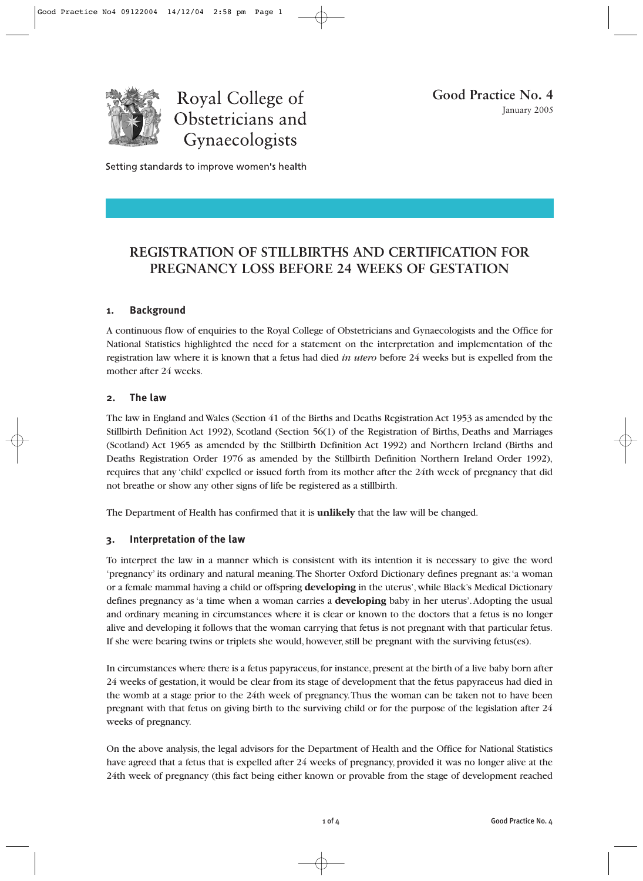Royal College of Obstetricians and Gynaecologists

Setting standards to improve women's health

**Good Practice No. 4**
January 2005

# REGISTRATION OF STILLBIRTHS AND CERTIFICATION FOR PREGNANCY LOSS BEFORE 24 WEEKS OF GESTATION

## 1. Background

A continuous flow of enquiries to the Royal College of Obstetricians and Gynaecologists and the Office for National Statistics highlighted the need for a statement on the interpretation and implementation of the registration law where it is known that a fetus had died *in utero* before 24 weeks but is expelled from the mother after 24 weeks.

## 2. The law

The law in England and Wales (Section 41 of the Births and Deaths Registration Act 1953 as amended by the Stillbirth Definition Act 1992), Scotland (Section 56(1) of the Registration of Births, Deaths and Marriages (Scotland) Act 1965 as amended by the Stillbirth Definition Act 1992) and Northern Ireland (Births and Deaths Registration Order 1976 as amended by the Stillbirth Definition Northern Ireland Order 1992), requires that any 'child' expelled or issued forth from its mother after the 24th week of pregnancy that did not breathe or show any other signs of life be registered as a stillbirth.

The Department of Health has confirmed that it is **unlikely** that the law will be changed.

## 3. Interpretation of the law

To interpret the law in a manner which is consistent with its intention it is necessary to give the word 'pregnancy' its ordinary and natural meaning. The Shorter Oxford Dictionary defines pregnant as: 'a woman or a female mammal having a child or offspring **developing** in the uterus', while Black's Medical Dictionary defines pregnancy as 'a time when a woman carries a **developing** baby in her uterus'. Adopting the usual and ordinary meaning in circumstances where it is clear or known to the doctors that a fetus is no longer alive and developing it follows that the woman carrying that fetus is not pregnant with that particular fetus. If she were bearing twins or triplets she would, however, still be pregnant with the surviving fetus(es).

In circumstances where there is a fetus papyraceus, for instance, present at the birth of a live baby born after 24 weeks of gestation, it would be clear from its stage of development that the fetus papyraceus had died in the womb at a stage prior to the 24th week of pregnancy. Thus the woman can be taken not to have been pregnant with that fetus on giving birth to the surviving child or for the purpose of the legislation after 24 weeks of pregnancy.

On the above analysis, the legal advisors for the Department of Health and the Office for National Statistics have agreed that a fetus that is expelled after 24 weeks of pregnancy, provided it was no longer alive at the 24th week of pregnancy (this fact being either known or provable from the stage of development reached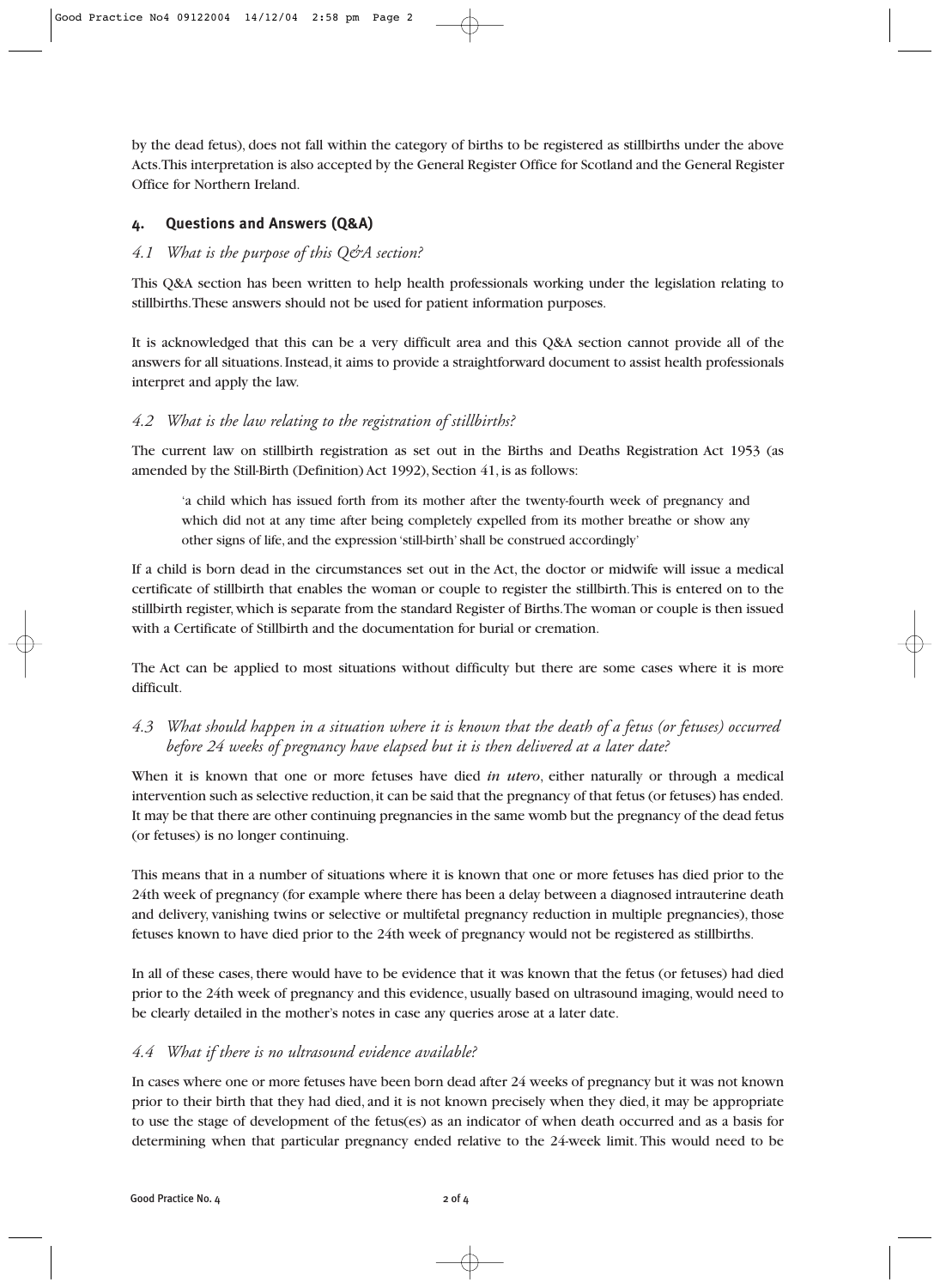by the dead fetus), does not fall within the category of births to be registered as stillbirths under the above Acts. This interpretation is also accepted by the General Register Office for Scotland and the General Register Office for Northern Ireland.

## 4. Questions and Answers (Q&A)

### *4.1 What is the purpose of this Q&A section?*

This Q&A section has been written to help health professionals working under the legislation relating to stillbirths. These answers should not be used for patient information purposes.

It is acknowledged that this can be a very difficult area and this Q&A section cannot provide all of the answers for all situations. Instead, it aims to provide a straightforward document to assist health professionals interpret and apply the law.

### *4.2 What is the law relating to the registration of stillbirths?*

The current law on stillbirth registration as set out in the Births and Deaths Registration Act 1953 (as amended by the Still-Birth (Definition) Act 1992), Section 41, is as follows:

> 'a child which has issued forth from its mother after the twenty-fourth week of pregnancy and which did not at any time after being completely expelled from its mother breathe or show any other signs of life, and the expression 'still-birth' shall be construed accordingly'

If a child is born dead in the circumstances set out in the Act, the doctor or midwife will issue a medical certificate of stillbirth that enables the woman or couple to register the stillbirth. This is entered on to the stillbirth register, which is separate from the standard Register of Births. The woman or couple is then issued with a Certificate of Stillbirth and the documentation for burial or cremation.

The Act can be applied to most situations without difficulty but there are some cases where it is more difficult.

### *4.3 What should happen in a situation where it is known that the death of a fetus (or fetuses) occurred before 24 weeks of pregnancy have elapsed but it is then delivered at a later date?*

When it is known that one or more fetuses have died *in utero*, either naturally or through a medical intervention such as selective reduction, it can be said that the pregnancy of that fetus (or fetuses) has ended. It may be that there are other continuing pregnancies in the same womb but the pregnancy of the dead fetus (or fetuses) is no longer continuing.

This means that in a number of situations where it is known that one or more fetuses has died prior to the 24th week of pregnancy (for example where there has been a delay between a diagnosed intrauterine death and delivery, vanishing twins or selective or multifetal pregnancy reduction in multiple pregnancies), those fetuses known to have died prior to the 24th week of pregnancy would not be registered as stillbirths.

In all of these cases, there would have to be evidence that it was known that the fetus (or fetuses) had died prior to the 24th week of pregnancy and this evidence, usually based on ultrasound imaging, would need to be clearly detailed in the mother's notes in case any queries arose at a later date.

### *4.4 What if there is no ultrasound evidence available?*

In cases where one or more fetuses have been born dead after 24 weeks of pregnancy but it was not known prior to their birth that they had died, and it is not known precisely when they died, it may be appropriate to use the stage of development of the fetus(es) as an indicator of when death occurred and as a basis for determining when that particular pregnancy ended relative to the 24-week limit. This would need to be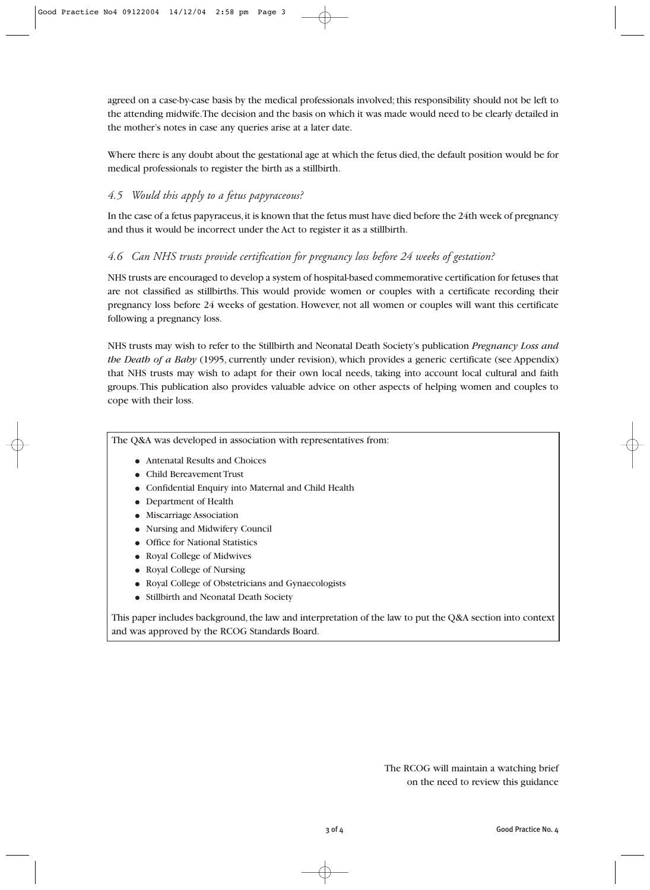agreed on a case-by-case basis by the medical professionals involved; this responsibility should not be left to the attending midwife. The decision and the basis on which it was made would need to be clearly detailed in the mother's notes in case any queries arise at a later date.

Where there is any doubt about the gestational age at which the fetus died, the default position would be for medical professionals to register the birth as a stillbirth.

### *4.5 Would this apply to a fetus papyraceous?*

In the case of a fetus papyraceus, it is known that the fetus must have died before the 24th week of pregnancy and thus it would be incorrect under the Act to register it as a stillbirth.

### *4.6 Can NHS trusts provide certification for pregnancy loss before 24 weeks of gestation?*

NHS trusts are encouraged to develop a system of hospital-based commemorative certification for fetuses that are not classified as stillbirths. This would provide women or couples with a certificate recording their pregnancy loss before 24 weeks of gestation. However, not all women or couples will want this certificate following a pregnancy loss.

NHS trusts may wish to refer to the Stillbirth and Neonatal Death Society's publication *Pregnancy Loss and the Death of a Baby* (1995, currently under revision), which provides a generic certificate (see Appendix) that NHS trusts may wish to adapt for their own local needs, taking into account local cultural and faith groups. This publication also provides valuable advice on other aspects of helping women and couples to cope with their loss.

The Q&A was developed in association with representatives from:

- Antenatal Results and Choices
- Child Bereavement Trust
- Confidential Enquiry into Maternal and Child Health
- Department of Health
- Miscarriage Association
- Nursing and Midwifery Council
- Office for National Statistics
- Royal College of Midwives
- Royal College of Nursing
- Royal College of Obstetricians and Gynaecologists
- Stillbirth and Neonatal Death Society

This paper includes background, the law and interpretation of the law to put the Q&A section into context and was approved by the RCOG Standards Board.

The RCOG will maintain a watching brief on the need to review this guidance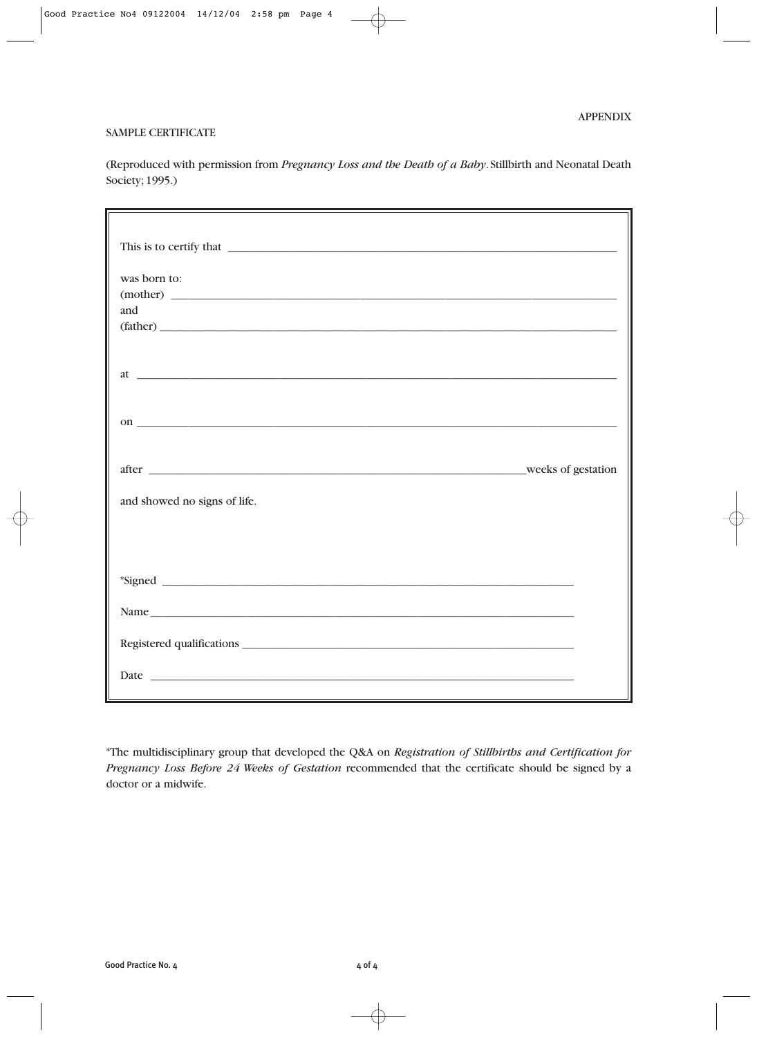APPENDIX

SAMPLE CERTIFICATE

(Reproduced with permission from *Pregnancy Loss and the Death of a Baby*. Stillbirth and Neonatal Death Society; 1995.)

This is to certify that ______________________________

was born to:

(mother) ______________________________

and

(father) ______________________________

at ______________________________

on ______________________________

after ______________________________ weeks of gestation

and showed no signs of life.

*Signed ______________________________

Name ______________________________

Registered qualifications ______________________________

Date ______________________________

*The multidisciplinary group that developed the Q&A on *Registration of Stillbirths and Certification for Pregnancy Loss Before 24 Weeks of Gestation* recommended that the certificate should be signed by a doctor or a midwife.